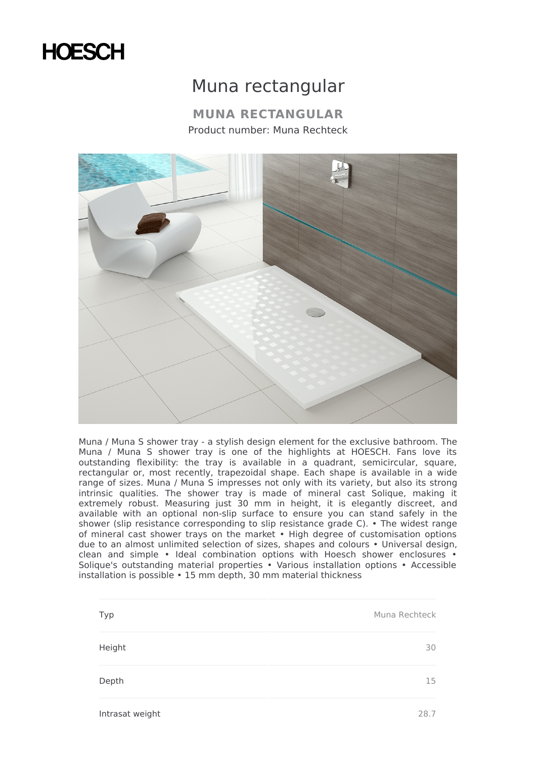HOESCH

# Muna rectangular

## MUNA RECTANGULAR

Product number: Muna Rechteck

Muna / Muna S shower tray - a stylish design element for the exclusive bathroom. The Muna / Muna S shower tray is one of the highlights at HOESCH. Fans love its outstanding flexibility: the tray is available in a quadrant, semicircular, square, rectangular or, most recently, trapezoidal shape. Each shape is available in a wide range of sizes. Muna / Muna S impresses not only with its variety, but also its strong intrinsic qualities. The shower tray is made of mineral cast Solique, making it extremely robust. Measuring just 30 mm in height, it is elegantly discreet, and available with an optional non-slip surface to ensure you can stand safely in the shower (slip resistance corresponding to slip resistance grade C). • The widest range of mineral cast shower trays on the market • High degree of customisation options due to an almost unlimited selection of sizes, shapes and colours • Universal design, clean and simple • Ideal combination options with Hoesch shower enclosures • Solique's outstanding material properties • Various installation options • Accessible installation is possible • 15 mm depth, 30 mm material thickness

| | |
|---|---|
| Typ | Muna Rechteck |
| Height | 30 |
| Depth | 15 |
| Intrasat weight | 28.7 |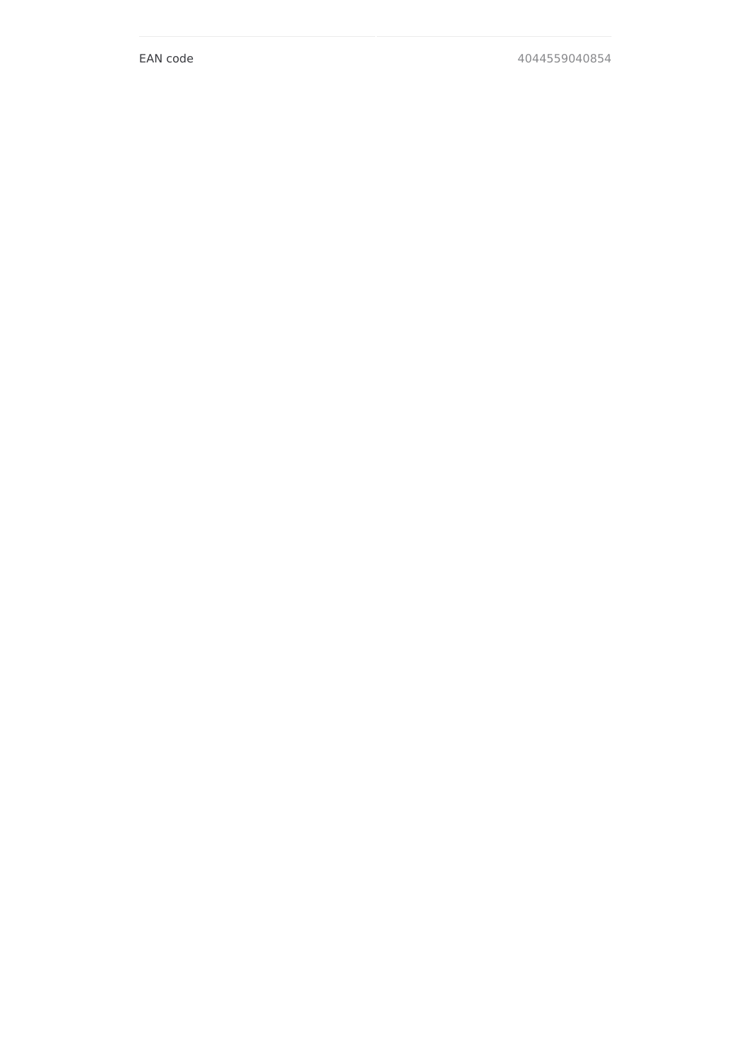| | |
|---|---|
| EAN code | 4044559040854 |